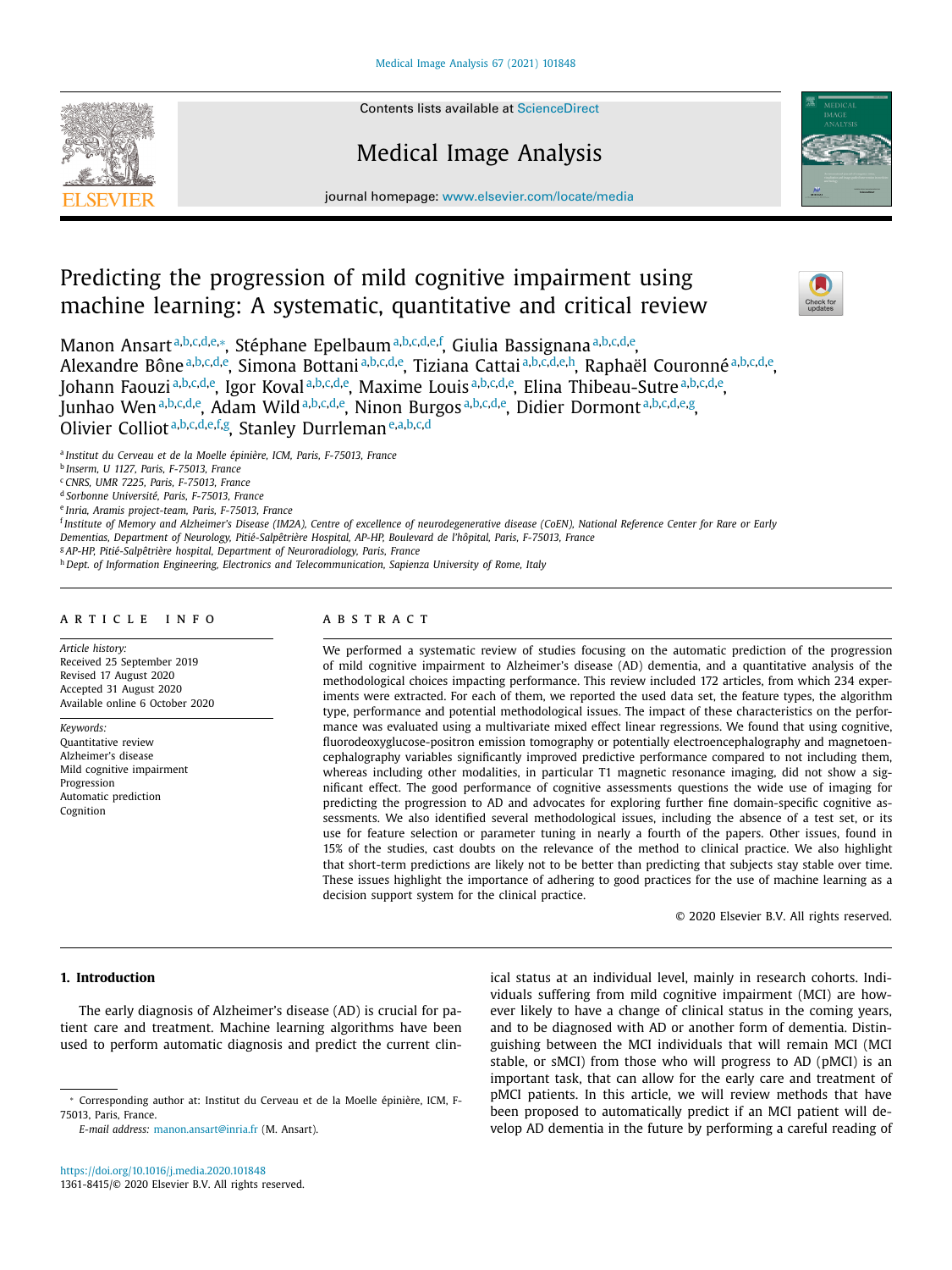# Predicting the progression of mild cognitive impairment using machine learning: A systematic, quantitative and critical review

Manon Ansart[a,b,c,d,e,*], Stéphane Epelbaum[a,b,c,d,e,f], Giulia Bassignana[a,b,c,d,e], Alexandre Bône[a,b,c,d,e], Simona Bottani[a,b,c,d,e], Tiziana Cattai[a,b,c,d,e,h], Raphaël Couronné[a,b,c,d,e], Johann Faouzi[a,b,c,d,e], Igor Koval[a,b,c,d,e], Maxime Louis[a,b,c,d,e], Elina Thibeau-Sutre[a,b,c,d,e], Junhao Wen[a,b,c,d,e], Adam Wild[a,b,c,d,e], Ninon Burgos[a,b,c,d,e], Didier Dormont[a,b,c,d,e,g], Olivier Colliot[a,b,c,d,e,f,g], Stanley Durrleman[e,a,b,c,d]

[a] *Institut du Cerveau et de la Moelle épinière, ICM, Paris, F-75013, France*
[b] *Inserm, U 1127, Paris, F-75013, France*
[c] *CNRS, UMR 7225, Paris, F-75013, France*
[d] *Sorbonne Université, Paris, F-75013, France*
[e] *Inria, Aramis project-team, Paris, F-75013, France*
[f] *Institute of Memory and Alzheimer's Disease (IM2A), Centre of excellence of neurodegenerative disease (CoEN), National Reference Center for Rare or Early Dementias, Department of Neurology, Pitié-Salpêtrière Hospital, AP-HP, Boulevard de l'hôpital, Paris, F-75013, France*
[g] *AP-HP, Pitié-Salpêtrière hospital, Department of Neuroradiology, Paris, France*
[h] *Dept. of Information Engineering, Electronics and Telecommunication, Sapienza University of Rome, Italy*

## ARTICLE INFO

*Article history:*
Received 25 September 2019
Revised 17 August 2020
Accepted 31 August 2020
Available online 6 October 2020

*Keywords:*
Quantitative review
Alzheimer's disease
Mild cognitive impairment
Progression
Automatic prediction
Cognition

## ABSTRACT

We performed a systematic review of studies focusing on the automatic prediction of the progression of mild cognitive impairment to Alzheimer's disease (AD) dementia, and a quantitative analysis of the methodological choices impacting performance. This review included 172 articles, from which 234 experiments were extracted. For each of them, we reported the used data set, the feature types, the algorithm type, performance and potential methodological issues. The impact of these characteristics on the performance was evaluated using a multivariate mixed effect linear regressions. We found that using cognitive, fluorodeoxyglucose-positron emission tomography or potentially electroencephalography and magnetoencephalography variables significantly improved predictive performance compared to not including them, whereas including other modalities, in particular T1 magnetic resonance imaging, did not show a significant effect. The good performance of cognitive assessments questions the wide use of imaging for predicting the progression to AD and advocates for exploring further fine domain-specific cognitive assessments. We also identified several methodological issues, including the absence of a test set, or its use for feature selection or parameter tuning in nearly a fourth of the papers. Other issues, found in 15% of the studies, cast doubts on the relevance of the method to clinical practice. We also highlight that short-term predictions are likely not to be better than predicting that subjects stay stable over time. These issues highlight the importance of adhering to good practices for the use of machine learning as a decision support system for the clinical practice.

© 2020 Elsevier B.V. All rights reserved.

## 1. Introduction

The early diagnosis of Alzheimer's disease (AD) is crucial for patient care and treatment. Machine learning algorithms have been used to perform automatic diagnosis and predict the current clinical status at an individual level, mainly in research cohorts. Individuals suffering from mild cognitive impairment (MCI) are however likely to have a change of clinical status in the coming years, and to be diagnosed with AD or another form of dementia. Distinguishing between the MCI individuals that will remain MCI (MCI stable, or sMCI) from those who will progress to AD (pMCI) is an important task, that can allow for the early care and treatment of pMCI patients. In this article, we will review methods that have been proposed to automatically predict if an MCI patient will develop AD dementia in the future by performing a careful reading of

---

* Corresponding author at: Institut du Cerveau et de la Moelle épinière, ICM, F-75013, Paris, France.
*E-mail address:* manon.ansart@inria.fr (M. Ansart).

https://doi.org/10.1016/j.media.2020.101848
1361-8415/© 2020 Elsevier B.V. All rights reserved.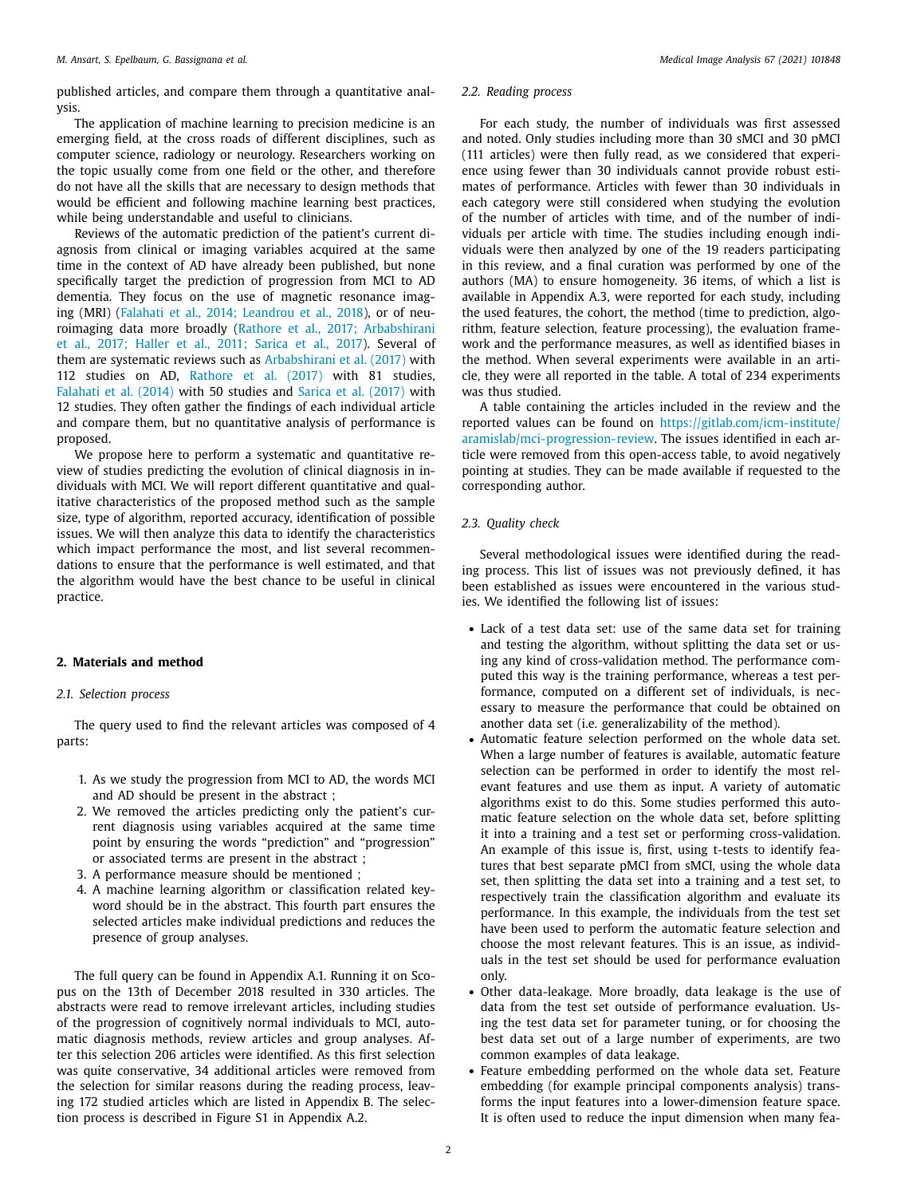published articles, and compare them through a quantitative analysis.

The application of machine learning to precision medicine is an emerging field, at the cross roads of different disciplines, such as computer science, radiology or neurology. Researchers working on the topic usually come from one field or the other, and therefore do not have all the skills that are necessary to design methods that would be efficient and following machine learning best practices, while being understandable and useful to clinicians.

Reviews of the automatic prediction of the patient's current diagnosis from clinical or imaging variables acquired at the same time in the context of AD have already been published, but none specifically target the prediction of progression from MCI to AD dementia. They focus on the use of magnetic resonance imaging (MRI) (Falahati et al., 2014; Leandrou et al., 2018), or of neuroimaging data more broadly (Rathore et al., 2017; Arbabshirani et al., 2017; Haller et al., 2011; Sarica et al., 2017). Several of them are systematic reviews such as Arbabshirani et al. (2017) with 112 studies on AD, Rathore et al. (2017) with 81 studies, Falahati et al. (2014) with 50 studies and Sarica et al. (2017) with 12 studies. They often gather the findings of each individual article and compare them, but no quantitative analysis of performance is proposed.

We propose here to perform a systematic and quantitative review of studies predicting the evolution of clinical diagnosis in individuals with MCI. We will report different quantitative and qualitative characteristics of the proposed method such as the sample size, type of algorithm, reported accuracy, identification of possible issues. We will then analyze this data to identify the characteristics which impact performance the most, and list several recommendations to ensure that the performance is well estimated, and that the algorithm would have the best chance to be useful in clinical practice.

## 2. Materials and method

### 2.1. Selection process

The query used to find the relevant articles was composed of 4 parts:

1. As we study the progression from MCI to AD, the words MCI and AD should be present in the abstract ;
2. We removed the articles predicting only the patient's current diagnosis using variables acquired at the same time point by ensuring the words "prediction" and "progression" or associated terms are present in the abstract ;
3. A performance measure should be mentioned ;
4. A machine learning algorithm or classification related keyword should be in the abstract. This fourth part ensures the selected articles make individual predictions and reduces the presence of group analyses.

The full query can be found in Appendix A.1. Running it on Scopus on the 13th of December 2018 resulted in 330 articles. The abstracts were read to remove irrelevant articles, including studies of the progression of cognitively normal individuals to MCI, automatic diagnosis methods, review articles and group analyses. After this selection 206 articles were identified. As this first selection was quite conservative, 34 additional articles were removed from the selection for similar reasons during the reading process, leaving 172 studied articles which are listed in Appendix B. The selection process is described in Figure S1 in Appendix A.2.

### 2.2. Reading process

For each study, the number of individuals was first assessed and noted. Only studies including more than 30 sMCI and 30 pMCI (111 articles) were then fully read, as we considered that experience using fewer than 30 individuals cannot provide robust estimates of performance. Articles with fewer than 30 individuals in each category were still considered when studying the evolution of the number of articles with time, and of the number of individuals per article with time. The studies including enough individuals were then analyzed by one of the 19 readers participating in this review, and a final curation was performed by one of the authors (MA) to ensure homogeneity. 36 items, of which a list is available in Appendix A.3, were reported for each study, including the used features, the cohort, the method (time to prediction, algorithm, feature selection, feature processing), the evaluation framework and the performance measures, as well as identified biases in the method. When several experiments were available in an article, they were all reported in the table. A total of 234 experiments was thus studied.

A table containing the articles included in the review and the reported values can be found on https://gitlab.com/icm-institute/aramislab/mci-progression-review. The issues identified in each article were removed from this open-access table, to avoid negatively pointing at studies. They can be made available if requested to the corresponding author.

### 2.3. Quality check

Several methodological issues were identified during the reading process. This list of issues was not previously defined, it has been established as issues were encountered in the various studies. We identified the following list of issues:

- Lack of a test data set: use of the same data set for training and testing the algorithm, without splitting the data set or using any kind of cross-validation method. The performance computed this way is the training performance, whereas a test performance, computed on a different set of individuals, is necessary to measure the performance that could be obtained on another data set (i.e. generalizability of the method).
- Automatic feature selection performed on the whole data set. When a large number of features is available, automatic feature selection can be performed in order to identify the most relevant features and use them as input. A variety of automatic algorithms exist to do this. Some studies performed this automatic feature selection on the whole data set, before splitting it into a training and a test set or performing cross-validation. An example of this issue is, first, using t-tests to identify features that best separate pMCI from sMCI, using the whole data set, then splitting the data set into a training and a test set, to respectively train the classification algorithm and evaluate its performance. In this example, the individuals from the test set have been used to perform the automatic feature selection and choose the most relevant features. This is an issue, as individuals in the test set should be used for performance evaluation only.
- Other data-leakage. More broadly, data leakage is the use of data from the test set outside of performance evaluation. Using the test data set for parameter tuning, or for choosing the best data set out of a large number of experiments, are two common examples of data leakage.
- Feature embedding performed on the whole data set. Feature embedding (for example principal components analysis) transforms the input features into a lower-dimension feature space. It is often used to reduce the input dimension when many fea-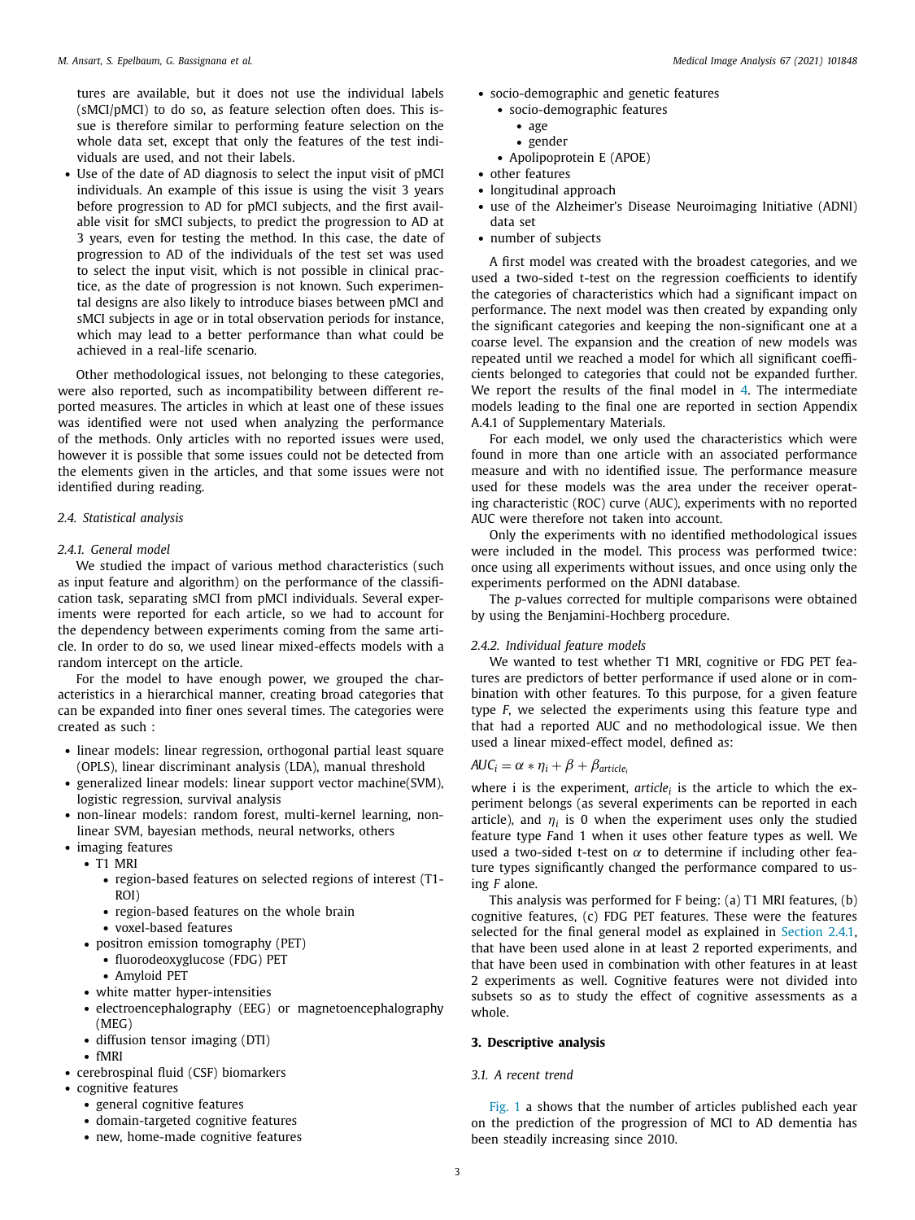tures are available, but it does not use the individual labels (sMCI/pMCI) to do so, as feature selection often does. This issue is therefore similar to performing feature selection on the whole data set, except that only the features of the test individuals are used, and not their labels.

- Use of the date of AD diagnosis to select the input visit of pMCI individuals. An example of this issue is using the visit 3 years before progression to AD for pMCI subjects, and the first available visit for sMCI subjects, to predict the progression to AD at 3 years, even for testing the method. In this case, the date of progression to AD of the individuals of the test set was used to select the input visit, which is not possible in clinical practice, as the date of progression is not known. Such experimental designs are also likely to introduce biases between pMCI and sMCI subjects in age or in total observation periods for instance, which may lead to a better performance than what could be achieved in a real-life scenario.

Other methodological issues, not belonging to these categories, were also reported, such as incompatibility between different reported measures. The articles in which at least one of these issues was identified were not used when analyzing the performance of the methods. Only articles with no reported issues were used, however it is possible that some issues could not be detected from the elements given in the articles, and that some issues were not identified during reading.

### 2.4. Statistical analysis

#### 2.4.1. General model

We studied the impact of various method characteristics (such as input feature and algorithm) on the performance of the classification task, separating sMCI from pMCI individuals. Several experiments were reported for each article, so we had to account for the dependency between experiments coming from the same article. In order to do so, we used linear mixed-effects models with a random intercept on the article.

For the model to have enough power, we grouped the characteristics in a hierarchical manner, creating broad categories that can be expanded into finer ones several times. The categories were created as such :

- linear models: linear regression, orthogonal partial least square (OPLS), linear discriminant analysis (LDA), manual threshold
- generalized linear models: linear support vector machine(SVM), logistic regression, survival analysis
- non-linear models: random forest, multi-kernel learning, non-linear SVM, bayesian methods, neural networks, others
- imaging features
  - T1 MRI
    - region-based features on selected regions of interest (T1-ROI)
    - region-based features on the whole brain
    - voxel-based features
  - positron emission tomography (PET)
    - fluorodeoxyglucose (FDG) PET
    - Amyloid PET
  - white matter hyper-intensities
  - electroencephalography (EEG) or magnetoencephalography (MEG)
  - diffusion tensor imaging (DTI)
  - fMRI
- cerebrospinal fluid (CSF) biomarkers
- cognitive features
  - general cognitive features
  - domain-targeted cognitive features
  - new, home-made cognitive features
- socio-demographic and genetic features
  - socio-demographic features
    - age
    - gender
  - Apolipoprotein E (APOE)
- other features
- longitudinal approach
- use of the Alzheimer's Disease Neuroimaging Initiative (ADNI) data set
- number of subjects

A first model was created with the broadest categories, and we used a two-sided t-test on the regression coefficients to identify the categories of characteristics which had a significant impact on performance. The next model was then created by expanding only the significant categories and keeping the non-significant one at a coarse level. The expansion and the creation of new models was repeated until we reached a model for which all significant coefficients belonged to categories that could not be expanded further. We report the results of the final model in 4. The intermediate models leading to the final one are reported in section Appendix A.4.1 of Supplementary Materials.

For each model, we only used the characteristics which were found in more than one article with an associated performance measure and with no identified issue. The performance measure used for these models was the area under the receiver operating characteristic (ROC) curve (AUC), experiments with no reported AUC were therefore not taken into account.

Only the experiments with no identified methodological issues were included in the model. This process was performed twice: once using all experiments without issues, and once using only the experiments performed on the ADNI database.

The *p*-values corrected for multiple comparisons were obtained by using the Benjamini-Hochberg procedure.

#### 2.4.2. Individual feature models

We wanted to test whether T1 MRI, cognitive or FDG PET features are predictors of better performance if used alone or in combination with other features. To this purpose, for a given feature type *F*, we selected the experiments using this feature type and that had a reported AUC and no methodological issue. We then used a linear mixed-effect model, defined as:

$$AUC_i = \alpha * \eta_i + \beta + \beta_{article_i}$$

where i is the experiment, $article_i$ is the article to which the experiment belongs (as several experiments can be reported in each article), and $\eta_i$ is 0 when the experiment uses only the studied feature type *F*and 1 when it uses other feature types as well. We used a two-sided t-test on $\alpha$ to determine if including other feature types significantly changed the performance compared to using *F* alone.

This analysis was performed for F being: (a) T1 MRI features, (b) cognitive features, (c) FDG PET features. These were the features selected for the final general model as explained in Section 2.4.1, that have been used alone in at least 2 reported experiments, and that have been used in combination with other features in at least 2 experiments as well. Cognitive features were not divided into subsets so as to study the effect of cognitive assessments as a whole.

## 3. Descriptive analysis

### 3.1. A recent trend

Fig. 1 a shows that the number of articles published each year on the prediction of the progression of MCI to AD dementia has been steadily increasing since 2010.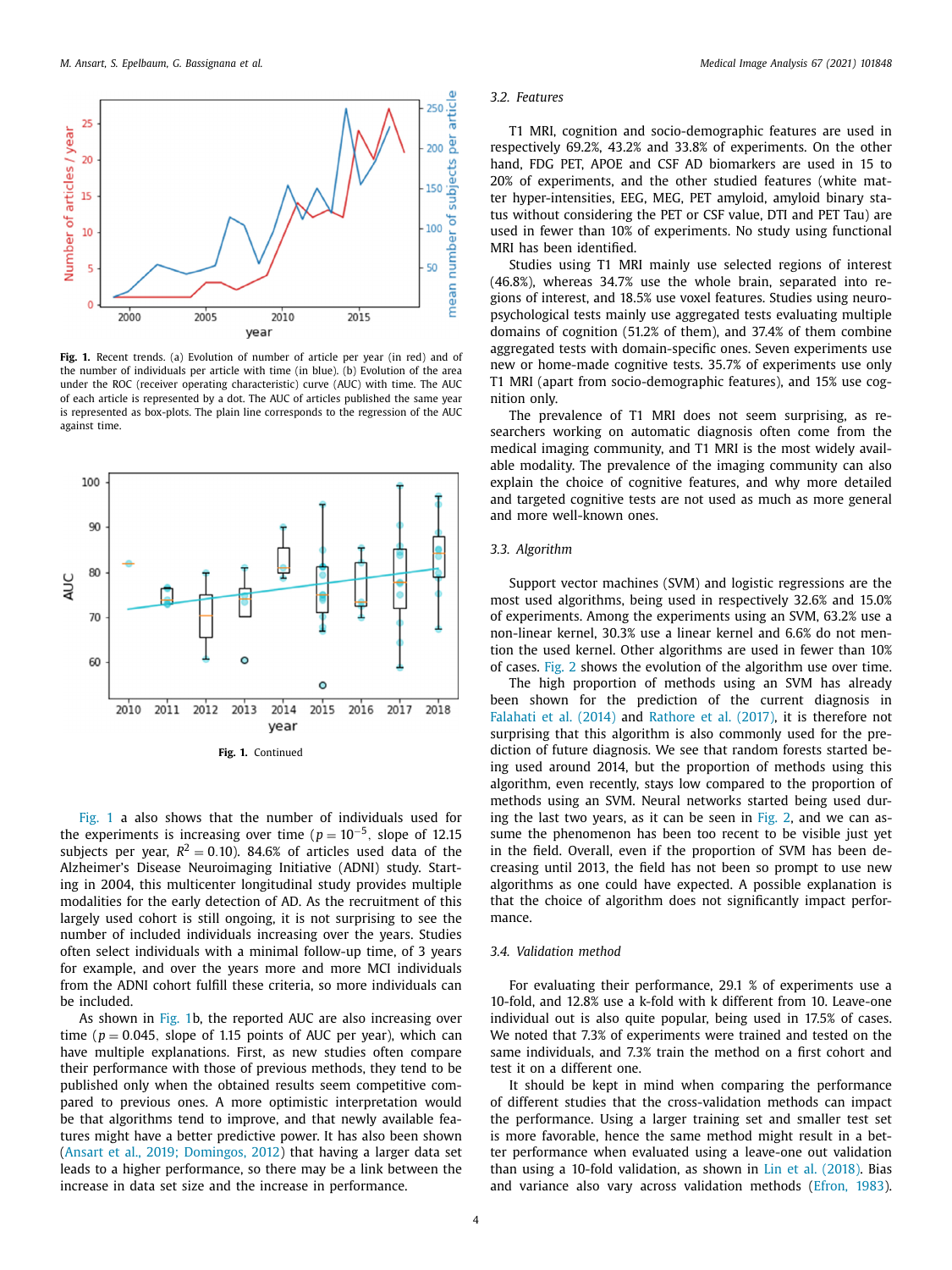**Fig. 1.** Recent trends. (a) Evolution of number of article per year (in red) and of the number of individuals per article with time (in blue). (b) Evolution of the area under the ROC (receiver operating characteristic) curve (AUC) with time. The AUC of each article is represented by a dot. The AUC of articles published the same year is represented as box-plots. The plain line corresponds to the regression of the AUC against time.

**Fig. 1.** Continued

Fig. 1 a also shows that the number of individuals used for the experiments is increasing over time ($p = 10^{-5}$, slope of 12.15 subjects per year, $R^2 = 0.10$). 84.6% of articles used data of the Alzheimer's Disease Neuroimaging Initiative (ADNI) study. Starting in 2004, this multicenter longitudinal study provides multiple modalities for the early detection of AD. As the recruitment of this largely used cohort is still ongoing, it is not surprising to see the number of included individuals increasing over the years. Studies often select individuals with a minimal follow-up time, of 3 years for example, and over the years more and more MCI individuals from the ADNI cohort fulfill these criteria, so more individuals can be included.

As shown in Fig. 1b, the reported AUC are also increasing over time ($p = 0.045$, slope of 1.15 points of AUC per year), which can have multiple explanations. First, as new studies often compare their performance with those of previous methods, they tend to be published only when the obtained results seem competitive compared to previous ones. A more optimistic interpretation would be that algorithms tend to improve, and that newly available features might have a better predictive power. It has also been shown (Ansart et al., 2019; Domingos, 2012) that having a larger data set leads to a higher performance, so there may be a link between the increase in data set size and the increase in performance.

### 3.2. Features

T1 MRI, cognition and socio-demographic features are used in respectively 69.2%, 43.2% and 33.8% of experiments. On the other hand, FDG PET, APOE and CSF AD biomarkers are used in 15 to 20% of experiments, and the other studied features (white matter hyper-intensities, EEG, MEG, PET amyloid, amyloid binary status without considering the PET or CSF value, DTI and PET Tau) are used in fewer than 10% of experiments. No study using functional MRI has been identified.

Studies using T1 MRI mainly use selected regions of interest (46.8%), whereas 34.7% use the whole brain, separated into regions of interest, and 18.5% use voxel features. Studies using neuropsychological tests mainly use aggregated tests evaluating multiple domains of cognition (51.2% of them), and 37.4% of them combine aggregated tests with domain-specific ones. Seven experiments use new or home-made cognitive tests. 35.7% of experiments use only T1 MRI (apart from socio-demographic features), and 15% use cognition only.

The prevalence of T1 MRI does not seem surprising, as researchers working on automatic diagnosis often come from the medical imaging community, and T1 MRI is the most widely available modality. The prevalence of the imaging community can also explain the choice of cognitive features, and why more detailed and targeted cognitive tests are not used as much as more general and more well-known ones.

### 3.3. Algorithm

Support vector machines (SVM) and logistic regressions are the most used algorithms, being used in respectively 32.6% and 15.0% of experiments. Among the experiments using an SVM, 63.2% use a non-linear kernel, 30.3% use a linear kernel and 6.6% do not mention the used kernel. Other algorithms are used in fewer than 10% of cases. Fig. 2 shows the evolution of the algorithm use over time.

The high proportion of methods using an SVM has already been shown for the prediction of the current diagnosis in Falahati et al. (2014) and Rathore et al. (2017), it is therefore not surprising that this algorithm is also commonly used for the prediction of future diagnosis. We see that random forests started being used around 2014, but the proportion of methods using this algorithm, even recently, stays low compared to the proportion of methods using an SVM. Neural networks started being used during the last two years, as it can be seen in Fig. 2, and we can assume the phenomenon has been too recent to be visible just yet in the field. Overall, even if the proportion of SVM has been decreasing until 2013, the field has not been so prompt to use new algorithms as one could have expected. A possible explanation is that the choice of algorithm does not significantly impact performance.

### 3.4. Validation method

For evaluating their performance, 29.1 % of experiments use a 10-fold, and 12.8% use a k-fold with k different from 10. Leave-one individual out is also quite popular, being used in 17.5% of cases. We noted that 7.3% of experiments were trained and tested on the same individuals, and 7.3% train the method on a first cohort and test it on a different one.

It should be kept in mind when comparing the performance of different studies that the cross-validation methods can impact the performance. Using a larger training set and smaller test set is more favorable, hence the same method might result in a better performance when evaluated using a leave-one out validation than using a 10-fold validation, as shown in Lin et al. (2018). Bias and variance also vary across validation methods (Efron, 1983).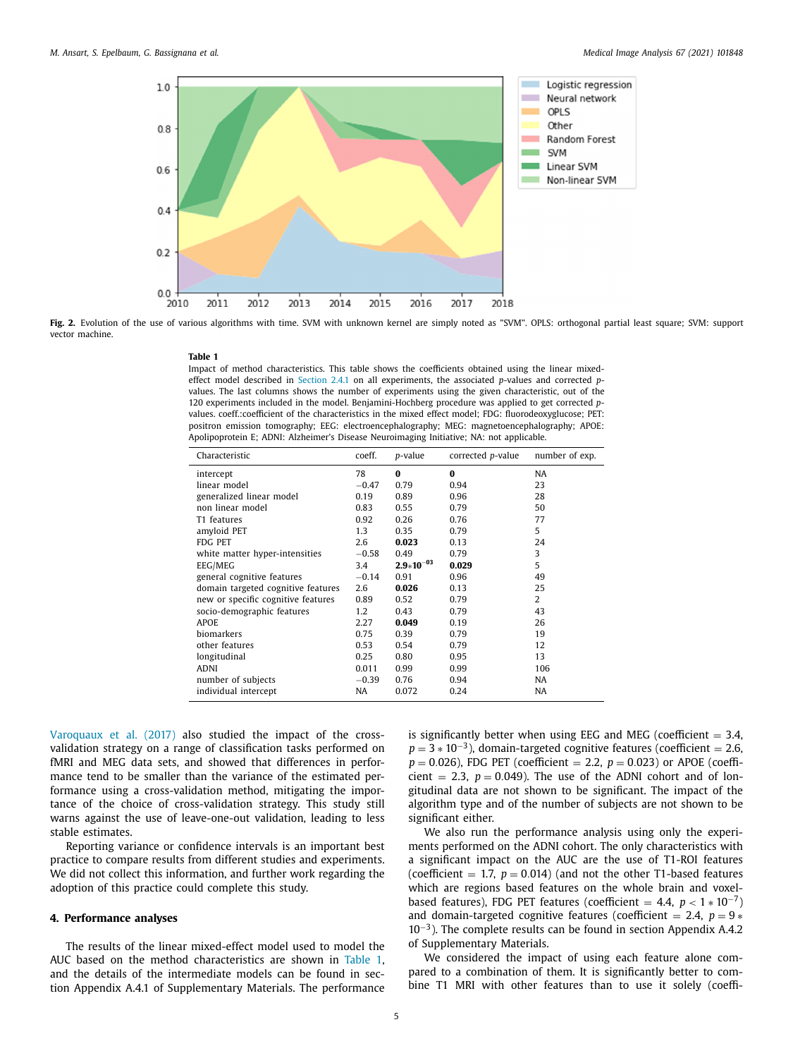Fig. 2. Evolution of the use of various algorithms with time. SVM with unknown kernel are simply noted as "SVM". OPLS: orthogonal partial least square; SVM: support vector machine.

**Table 1**
Impact of method characteristics. This table shows the coefficients obtained using the linear mixed-effect model described in Section 2.4.1 on all experiments, the associated $p$-values and corrected $p$-values. The last columns shows the number of experiments using the given characteristic, out of the 120 experiments included in the model. Benjamini-Hochberg procedure was applied to get corrected $p$-values. coeff.:coefficient of the characteristics in the mixed effect model; FDG: fluorodeoxyglucose; PET: positron emission tomography; EEG: electroencephalography; MEG: magnetoencephalography; APOE: Apolipoprotein E; ADNI: Alzheimer's Disease Neuroimaging Initiative; NA: not applicable.

| Characteristic | coeff. | $p$-value | corrected $p$-value | number of exp. |
|---|---|---|---|---|
| intercept | 78 | **0** | **0** | NA |
| linear model | −0.47 | 0.79 | 0.94 | 23 |
| generalized linear model | 0.19 | 0.89 | 0.96 | 28 |
| non linear model | 0.83 | 0.55 | 0.79 | 50 |
| T1 features | 0.92 | 0.26 | 0.76 | 77 |
| amyloid PET | 1.3 | 0.35 | 0.79 | 5 |
| FDG PET | 2.6 | **0.023** | 0.13 | 24 |
| white matter hyper-intensities | −0.58 | 0.49 | 0.79 | 3 |
| EEG/MEG | 3.4 | $\mathbf{2.9 * 10^{-03}}$ | **0.029** | 5 |
| general cognitive features | −0.14 | 0.91 | 0.96 | 49 |
| domain targeted cognitive features | 2.6 | **0.026** | 0.13 | 25 |
| new or specific cognitive features | 0.89 | 0.52 | 0.79 | 2 |
| socio-demographic features | 1.2 | 0.43 | 0.79 | 43 |
| APOE | 2.27 | **0.049** | 0.19 | 26 |
| biomarkers | 0.75 | 0.39 | 0.79 | 19 |
| other features | 0.53 | 0.54 | 0.79 | 12 |
| longitudinal | 0.25 | 0.80 | 0.95 | 13 |
| ADNI | 0.011 | 0.99 | 0.99 | 106 |
| number of subjects | −0.39 | 0.76 | 0.94 | NA |
| individual intercept | NA | 0.072 | 0.24 | NA |

Varoquaux et al. (2017) also studied the impact of the cross-validation strategy on a range of classification tasks performed on fMRI and MEG data sets, and showed that differences in performance tend to be smaller than the variance of the estimated performance using a cross-validation method, mitigating the importance of the choice of cross-validation strategy. This study still warns against the use of leave-one-out validation, leading to less stable estimates.

Reporting variance or confidence intervals is an important best practice to compare results from different studies and experiments. We did not collect this information, and further work regarding the adoption of this practice could complete this study.

## 4. Performance analyses

The results of the linear mixed-effect model used to model the AUC based on the method characteristics are shown in Table 1, and the details of the intermediate models can be found in section Appendix A.4.1 of Supplementary Materials. The performance is significantly better when using EEG and MEG (coefficient $= 3.4$, $p = 3 * 10^{-3}$), domain-targeted cognitive features (coefficient $= 2.6$, $p = 0.026$), FDG PET (coefficient $= 2.2$, $p = 0.023$) or APOE (coefficient $= 2.3$, $p = 0.049$). The use of the ADNI cohort and of longitudinal data are not shown to be significant. The impact of the algorithm type and of the number of subjects are not shown to be significant either.

We also run the performance analysis using only the experiments performed on the ADNI cohort. The only characteristics with a significant impact on the AUC are the use of T1-ROI features (coefficient $= 1.7$, $p = 0.014$) (and not the other T1-based features which are regions based features on the whole brain and voxel-based features), FDG PET features (coefficient $= 4.4$, $p < 1 * 10^{-7}$) and domain-targeted cognitive features (coefficient $= 2.4$, $p = 9 * 10^{-3}$). The complete results can be found in section Appendix A.4.2 of Supplementary Materials.

We considered the impact of using each feature alone compared to a combination of them. It is significantly better to combine T1 MRI with other features than to use it solely (coeffi-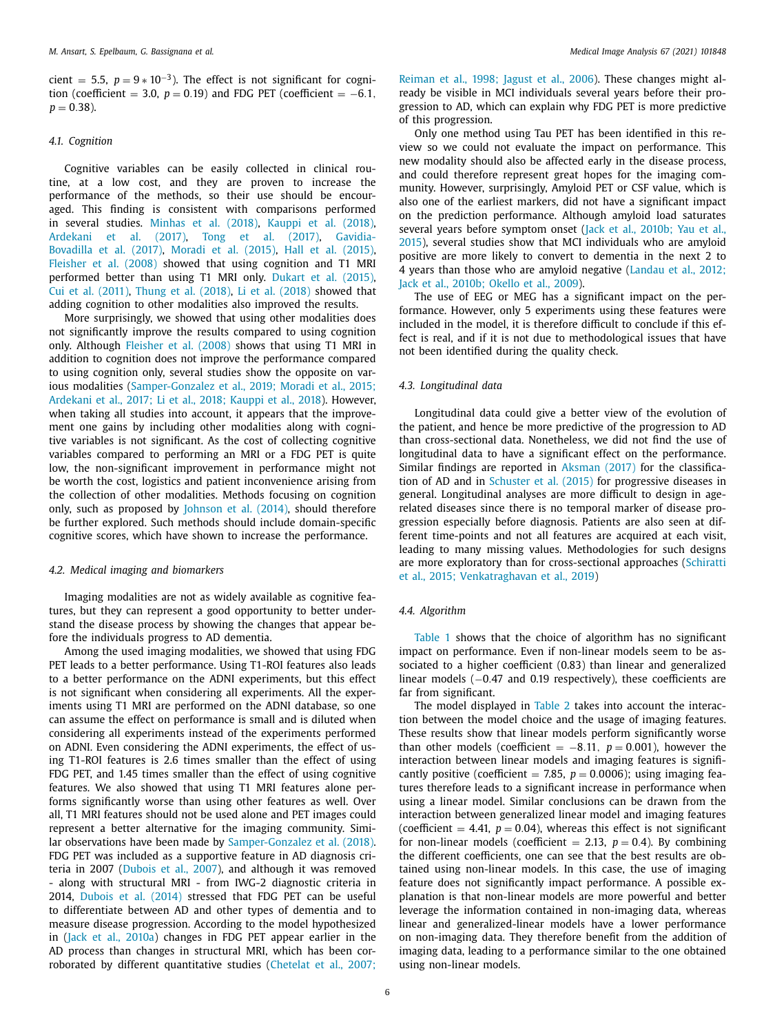cient = 5.5, $p = 9 * 10^{-3}$). The effect is not significant for cognition (coefficient = 3.0, $p = 0.19$) and FDG PET (coefficient = −6.1, $p = 0.38$).

### 4.1. Cognition

Cognitive variables can be easily collected in clinical routine, at a low cost, and they are proven to increase the performance of the methods, so their use should be encouraged. This finding is consistent with comparisons performed in several studies. Minhas et al. (2018), Kauppi et al. (2018), Ardekani et al. (2017), Tong et al. (2017), Gavidia-Bovadilla et al. (2017), Moradi et al. (2015), Hall et al. (2015), Fleisher et al. (2008) showed that using cognition and T1 MRI performed better than using T1 MRI only. Dukart et al. (2015), Cui et al. (2011), Thung et al. (2018), Li et al. (2018) showed that adding cognition to other modalities also improved the results.

More surprisingly, we showed that using other modalities does not significantly improve the results compared to using cognition only. Although Fleisher et al. (2008) shows that using T1 MRI in addition to cognition does not improve the performance compared to using cognition only, several studies show the opposite on various modalities (Samper-Gonzalez et al., 2019; Moradi et al., 2015; Ardekani et al., 2017; Li et al., 2018; Kauppi et al., 2018). However, when taking all studies into account, it appears that the improvement one gains by including other modalities along with cognitive variables is not significant. As the cost of collecting cognitive variables compared to performing an MRI or a FDG PET is quite low, the non-significant improvement in performance might not be worth the cost, logistics and patient inconvenience arising from the collection of other modalities. Methods focusing on cognition only, such as proposed by Johnson et al. (2014), should therefore be further explored. Such methods should include domain-specific cognitive scores, which have shown to increase the performance.

### 4.2. Medical imaging and biomarkers

Imaging modalities are not as widely available as cognitive features, but they can represent a good opportunity to better understand the disease process by showing the changes that appear before the individuals progress to AD dementia.

Among the used imaging modalities, we showed that using FDG PET leads to a better performance. Using T1-ROI features also leads to a better performance on the ADNI experiments, but this effect is not significant when considering all experiments. All the experiments using T1 MRI are performed on the ADNI database, so one can assume the effect on performance is small and is diluted when considering all experiments instead of the experiments performed on ADNI. Even considering the ADNI experiments, the effect of using T1-ROI features is 2.6 times smaller than the effect of using FDG PET, and 1.45 times smaller than the effect of using cognitive features. We also showed that using T1 MRI features alone performs significantly worse than using other features as well. Over all, T1 MRI features should not be used alone and PET images could represent a better alternative for the imaging community. Similar observations have been made by Samper-Gonzalez et al. (2018). FDG PET was included as a supportive feature in AD diagnosis criteria in 2007 (Dubois et al., 2007), and although it was removed - along with structural MRI - from IWG-2 diagnostic criteria in 2014, Dubois et al. (2014) stressed that FDG PET can be useful to differentiate between AD and other types of dementia and to measure disease progression. According to the model hypothesized in (Jack et al., 2010a) changes in FDG PET appear earlier in the AD process than changes in structural MRI, which has been corroborated by different quantitative studies (Chetelat et al., 2007; Reiman et al., 1998; Jagust et al., 2006). These changes might already be visible in MCI individuals several years before their progression to AD, which can explain why FDG PET is more predictive of this progression.

Only one method using Tau PET has been identified in this review so we could not evaluate the impact on performance. This new modality should also be affected early in the disease process, and could therefore represent great hopes for the imaging community. However, surprisingly, Amyloid PET or CSF value, which is also one of the earliest markers, did not have a significant impact on the prediction performance. Although amyloid load saturates several years before symptom onset (Jack et al., 2010b; Yau et al., 2015), several studies show that MCI individuals who are amyloid positive are more likely to convert to dementia in the next 2 to 4 years than those who are amyloid negative (Landau et al., 2012; Jack et al., 2010b; Okello et al., 2009).

The use of EEG or MEG has a significant impact on the performance. However, only 5 experiments using these features were included in the model, it is therefore difficult to conclude if this effect is real, and if it is not due to methodological issues that have not been identified during the quality check.

### 4.3. Longitudinal data

Longitudinal data could give a better view of the evolution of the patient, and hence be more predictive of the progression to AD than cross-sectional data. Nonetheless, we did not find the use of longitudinal data to have a significant effect on the performance. Similar findings are reported in Aksman (2017) for the classification of AD and in Schuster et al. (2015) for progressive diseases in general. Longitudinal analyses are more difficult to design in age-related diseases since there is no temporal marker of disease progression especially before diagnosis. Patients are also seen at different time-points and not all features are acquired at each visit, leading to many missing values. Methodologies for such designs are more exploratory than for cross-sectional approaches (Schiratti et al., 2015; Venkatraghavan et al., 2019)

### 4.4. Algorithm

Table 1 shows that the choice of algorithm has no significant impact on performance. Even if non-linear models seem to be associated to a higher coefficient (0.83) than linear and generalized linear models (−0.47 and 0.19 respectively), these coefficients are far from significant.

The model displayed in Table 2 takes into account the interaction between the model choice and the usage of imaging features. These results show that linear models perform significantly worse than other models (coefficient = −8.11, $p = 0.001$), however the interaction between linear models and imaging features is significantly positive (coefficient = 7.85, $p = 0.0006$); using imaging features therefore leads to a significant increase in performance when using a linear model. Similar conclusions can be drawn from the interaction between generalized linear model and imaging features (coefficient = 4.41, $p = 0.04$), whereas this effect is not significant for non-linear models (coefficient = 2.13, $p = 0.4$). By combining the different coefficients, one can see that the best results are obtained using non-linear models. In this case, the use of imaging feature does not significantly impact performance. A possible explanation is that non-linear models are more powerful and better leverage the information contained in non-imaging data, whereas linear and generalized-linear models have a lower performance on non-imaging data. They therefore benefit from the addition of imaging data, leading to a performance similar to the one obtained using non-linear models.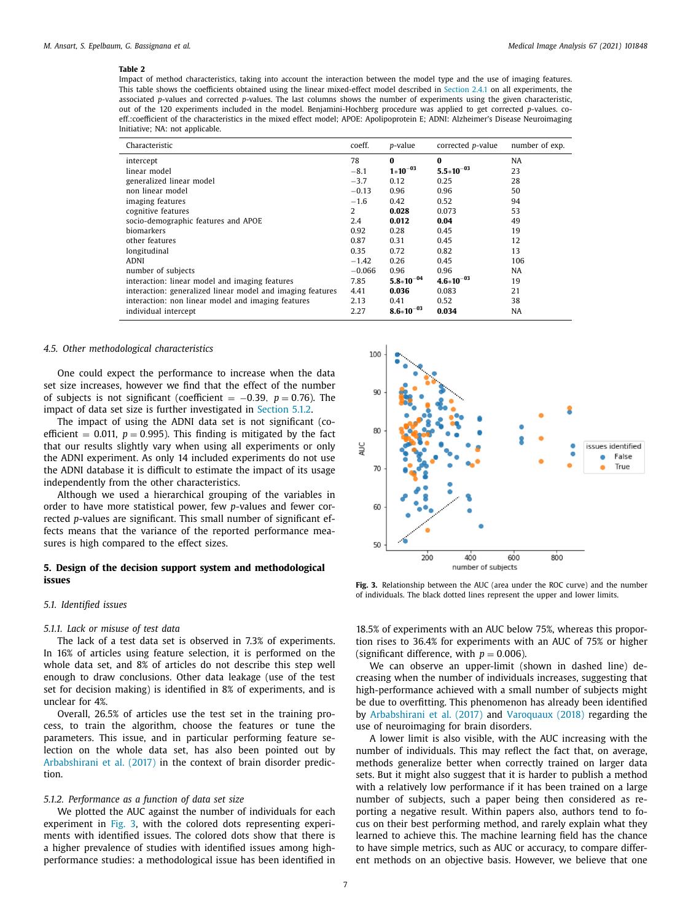**Table 2**
Impact of method characteristics, taking into account the interaction between the model type and the use of imaging features. This table shows the coefficients obtained using the linear mixed-effect model described in Section 2.4.1 on all experiments, the associated *p*-values and corrected *p*-values. The last columns shows the number of experiments using the given characteristic, out of the 120 experiments included in the model. Benjamini-Hochberg procedure was applied to get corrected *p*-values. coeff.:coefficient of the characteristics in the mixed effect model; APOE: Apolipoprotein E; ADNI: Alzheimer's Disease Neuroimaging Initiative; NA: not applicable.

| Characteristic | coeff. | *p*-value | corrected *p*-value | number of exp. |
|---|---|---|---|---|
| intercept | 78 | **0** | **0** | NA |
| linear model | −8.1 | $\mathbf{1{*}10^{-03}}$ | $\mathbf{5.5{*}10^{-03}}$ | 23 |
| generalized linear model | −3.7 | 0.12 | 0.25 | 28 |
| non linear model | −0.13 | 0.96 | 0.96 | 50 |
| imaging features | −1.6 | 0.42 | 0.52 | 94 |
| cognitive features | 2 | **0.028** | 0.073 | 53 |
| socio-demographic features and APOE | 2.4 | **0.012** | **0.04** | 49 |
| biomarkers | 0.92 | 0.28 | 0.45 | 19 |
| other features | 0.87 | 0.31 | 0.45 | 12 |
| longitudinal | 0.35 | 0.72 | 0.82 | 13 |
| ADNI | −1.42 | 0.26 | 0.45 | 106 |
| number of subjects | −0.066 | 0.96 | 0.96 | NA |
| interaction: linear model and imaging features | 7.85 | $\mathbf{5.8{*}10^{-04}}$ | $\mathbf{4.6{*}10^{-03}}$ | 19 |
| interaction: generalized linear model and imaging features | 4.41 | **0.036** | 0.083 | 21 |
| interaction: non linear model and imaging features | 2.13 | 0.41 | 0.52 | 38 |
| individual intercept | 2.27 | $\mathbf{8.6{*}10^{-03}}$ | **0.034** | NA |

### 4.5. Other methodological characteristics

One could expect the performance to increase when the data set size increases, however we find that the effect of the number of subjects is not significant (coefficient $= -0.39$, $p = 0.76$). The impact of data set size is further investigated in Section 5.1.2.

The impact of using the ADNI data set is not significant (coefficient $= 0.011$, $p = 0.995$). This finding is mitigated by the fact that our results slightly vary when using all experiments or only the ADNI experiment. As only 14 included experiments do not use the ADNI database it is difficult to estimate the impact of its usage independently from the other characteristics.

Although we used a hierarchical grouping of the variables in order to have more statistical power, few *p*-values and fewer corrected *p*-values are significant. This small number of significant effects means that the variance of the reported performance measures is high compared to the effect sizes.

## 5. Design of the decision support system and methodological issues

### 5.1. Identified issues

#### 5.1.1. Lack or misuse of test data

The lack of a test data set is observed in 7.3% of experiments. In 16% of articles using feature selection, it is performed on the whole data set, and 8% of articles do not describe this step well enough to draw conclusions. Other data leakage (use of the test set for decision making) is identified in 8% of experiments, and is unclear for 4%.

Overall, 26.5% of articles use the test set in the training process, to train the algorithm, choose the features or tune the parameters. This issue, and in particular performing feature selection on the whole data set, has also been pointed out by Arbabshirani et al. (2017) in the context of brain disorder prediction.

#### 5.1.2. Performance as a function of data set size

We plotted the AUC against the number of individuals for each experiment in Fig. 3, with the colored dots representing experiments with identified issues. The colored dots show that there is a higher prevalence of studies with identified issues among high-performance studies: a methodological issue has been identified in 18.5% of experiments with an AUC below 75%, whereas this proportion rises to 36.4% for experiments with an AUC of 75% or higher (significant difference, with $p = 0.006$).

**Fig. 3.** Relationship between the AUC (area under the ROC curve) and the number of individuals. The black dotted lines represent the upper and lower limits.

We can observe an upper-limit (shown in dashed line) decreasing when the number of individuals increases, suggesting that high-performance achieved with a small number of subjects might be due to overfitting. This phenomenon has already been identified by Arbabshirani et al. (2017) and Varoquaux (2018) regarding the use of neuroimaging for brain disorders.

A lower limit is also visible, with the AUC increasing with the number of individuals. This may reflect the fact that, on average, methods generalize better when correctly trained on larger data sets. But it might also suggest that it is harder to publish a method with a relatively low performance if it has been trained on a large number of subjects, such a paper being then considered as reporting a negative result. Within papers also, authors tend to focus on their best performing method, and rarely explain what they learned to achieve this. The machine learning field has the chance to have simple metrics, such as AUC or accuracy, to compare different methods on an objective basis. However, we believe that one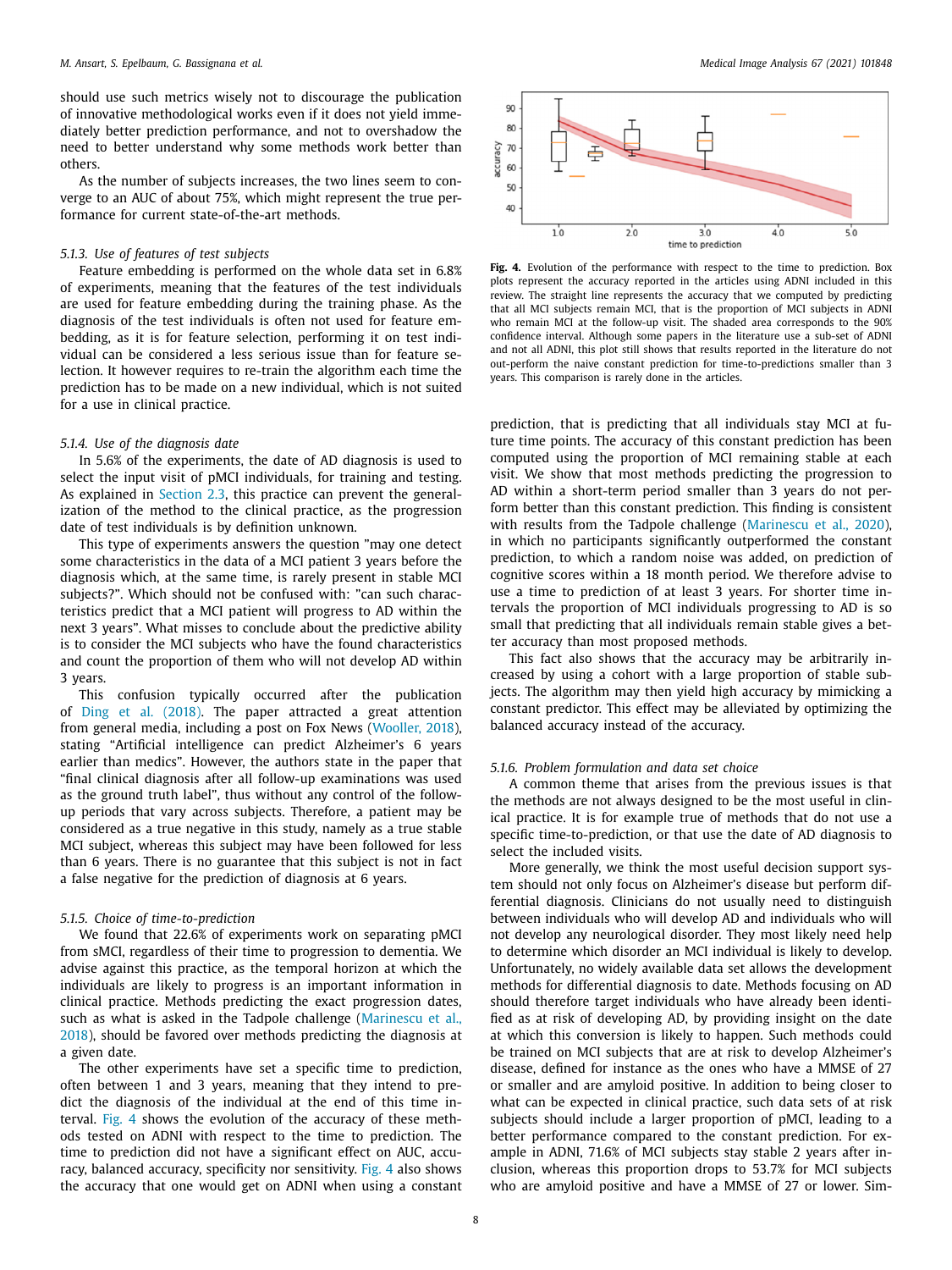should use such metrics wisely not to discourage the publication of innovative methodological works even if it does not yield immediately better prediction performance, and not to overshadow the need to better understand why some methods work better than others.

As the number of subjects increases, the two lines seem to converge to an AUC of about 75%, which might represent the true performance for current state-of-the-art methods.

#### 5.1.3. Use of features of test subjects

Feature embedding is performed on the whole data set in 6.8% of experiments, meaning that the features of the test individuals are used for feature embedding during the training phase. As the diagnosis of the test individuals is often not used for feature embedding, as it is for feature selection, performing it on test individual can be considered a less serious issue than for feature selection. It however requires to re-train the algorithm each time the prediction has to be made on a new individual, which is not suited for a use in clinical practice.

#### 5.1.4. Use of the diagnosis date

In 5.6% of the experiments, the date of AD diagnosis is used to select the input visit of pMCI individuals, for training and testing. As explained in Section 2.3, this practice can prevent the generalization of the method to the clinical practice, as the progression date of test individuals is by definition unknown.

This type of experiments answers the question "may one detect some characteristics in the data of a MCI patient 3 years before the diagnosis which, at the same time, is rarely present in stable MCI subjects?". Which should not be confused with: "can such characteristics predict that a MCI patient will progress to AD within the next 3 years". What misses to conclude about the predictive ability is to consider the MCI subjects who have the found characteristics and count the proportion of them who will not develop AD within 3 years.

This confusion typically occurred after the publication of Ding et al. (2018). The paper attracted a great attention from general media, including a post on Fox News (Wooller, 2018), stating "Artificial intelligence can predict Alzheimer's 6 years earlier than medics". However, the authors state in the paper that "final clinical diagnosis after all follow-up examinations was used as the ground truth label", thus without any control of the follow-up periods that vary across subjects. Therefore, a patient may be considered as a true negative in this study, namely as a true stable MCI subject, whereas this subject may have been followed for less than 6 years. There is no guarantee that this subject is not in fact a false negative for the prediction of diagnosis at 6 years.

#### 5.1.5. Choice of time-to-prediction

We found that 22.6% of experiments work on separating pMCI from sMCI, regardless of their time to progression to dementia. We advise against this practice, as the temporal horizon at which the individuals are likely to progress is an important information in clinical practice. Methods predicting the exact progression dates, such as what is asked in the Tadpole challenge (Marinescu et al., 2018), should be favored over methods predicting the diagnosis at a given date.

The other experiments have set a specific time to prediction, often between 1 and 3 years, meaning that they intend to predict the diagnosis of the individual at the end of this time interval. Fig. 4 shows the evolution of the accuracy of these methods tested on ADNI with respect to the time to prediction. The time to prediction did not have a significant effect on AUC, accuracy, balanced accuracy, specificity nor sensitivity. Fig. 4 also shows the accuracy that one would get on ADNI when using a constant prediction, that is predicting that all individuals stay MCI at future time points. The accuracy of this constant prediction has been computed using the proportion of MCI remaining stable at each visit. We show that most methods predicting the progression to AD within a short-term period smaller than 3 years do not perform better than this constant prediction. This finding is consistent with results from the Tadpole challenge (Marinescu et al., 2020), in which no participants significantly outperformed the constant prediction, to which a random noise was added, on prediction of cognitive scores within a 18 month period. We therefore advise to use a time to prediction of at least 3 years. For shorter time intervals the proportion of MCI individuals progressing to AD is so small that predicting that all individuals remain stable gives a better accuracy than most proposed methods.

**Fig. 4.** Evolution of the performance with respect to the time to prediction. Box plots represent the accuracy reported in the articles using ADNI included in this review. The straight line represents the accuracy that we computed by predicting that all MCI subjects remain MCI, that is the proportion of MCI subjects in ADNI who remain MCI at the follow-up visit. The shaded area corresponds to the 90% confidence interval. Although some papers in the literature use a sub-set of ADNI and not all ADNI, this plot still shows that results reported in the literature do not out-perform the naive constant prediction for time-to-predictions smaller than 3 years. This comparison is rarely done in the articles.

This fact also shows that the accuracy may be arbitrarily increased by using a cohort with a large proportion of stable subjects. The algorithm may then yield high accuracy by mimicking a constant predictor. This effect may be alleviated by optimizing the balanced accuracy instead of the accuracy.

#### 5.1.6. Problem formulation and data set choice

A common theme that arises from the previous issues is that the methods are not always designed to be the most useful in clinical practice. It is for example true of methods that do not use a specific time-to-prediction, or that use the date of AD diagnosis to select the included visits.

More generally, we think the most useful decision support system should not only focus on Alzheimer's disease but perform differential diagnosis. Clinicians do not usually need to distinguish between individuals who will develop AD and individuals who will not develop any neurological disorder. They most likely need help to determine which disorder an MCI individual is likely to develop. Unfortunately, no widely available data set allows the development methods for differential diagnosis to date. Methods focusing on AD should therefore target individuals who have already been identified as at risk of developing AD, by providing insight on the date at which this conversion is likely to happen. Such methods could be trained on MCI subjects that are at risk to develop Alzheimer's disease, defined for instance as the ones who have a MMSE of 27 or smaller and are amyloid positive. In addition to being closer to what can be expected in clinical practice, such data sets of at risk subjects should include a larger proportion of pMCI, leading to a better performance compared to the constant prediction. For example in ADNI, 71.6% of MCI subjects stay stable 2 years after inclusion, whereas this proportion drops to 53.7% for MCI subjects who are amyloid positive and have a MMSE of 27 or lower. Sim-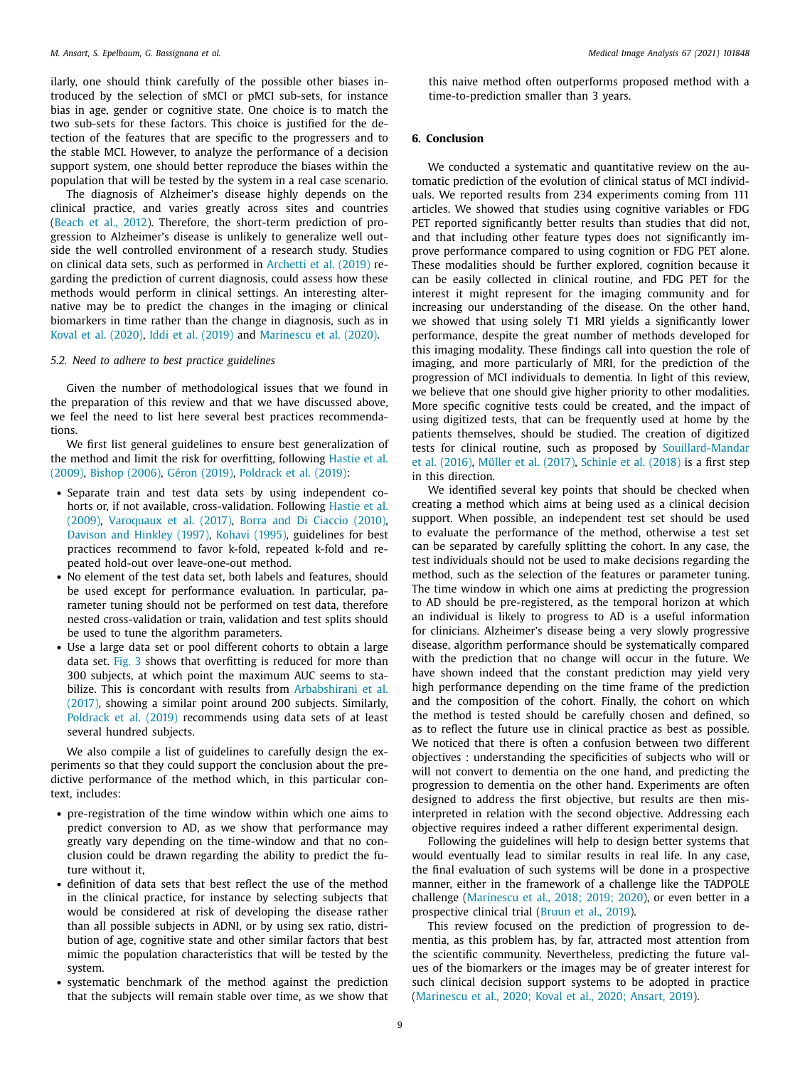ilarly, one should think carefully of the possible other biases introduced by the selection of sMCI or pMCI sub-sets, for instance bias in age, gender or cognitive state. One choice is to match the two sub-sets for these factors. This choice is justified for the detection of the features that are specific to the progressers and to the stable MCI. However, to analyze the performance of a decision support system, one should better reproduce the biases within the population that will be tested by the system in a real case scenario.

The diagnosis of Alzheimer's disease highly depends on the clinical practice, and varies greatly across sites and countries (Beach et al., 2012). Therefore, the short-term prediction of progression to Alzheimer's disease is unlikely to generalize well outside the well controlled environment of a research study. Studies on clinical data sets, such as performed in Archetti et al. (2019) regarding the prediction of current diagnosis, could assess how these methods would perform in clinical settings. An interesting alternative may be to predict the changes in the imaging or clinical biomarkers in time rather than the change in diagnosis, such as in Koval et al. (2020), Iddi et al. (2019) and Marinescu et al. (2020).

### 5.2. Need to adhere to best practice guidelines

Given the number of methodological issues that we found in the preparation of this review and that we have discussed above, we feel the need to list here several best practices recommendations.

We first list general guidelines to ensure best generalization of the method and limit the risk for overfitting, following Hastie et al. (2009), Bishop (2006), Géron (2019), Poldrack et al. (2019):

- Separate train and test data sets by using independent cohorts or, if not available, cross-validation. Following Hastie et al. (2009), Varoquaux et al. (2017), Borra and Di Ciaccio (2010), Davison and Hinkley (1997), Kohavi (1995), guidelines for best practices recommend to favor k-fold, repeated k-fold and repeated hold-out over leave-one-out method.
- No element of the test data set, both labels and features, should be used except for performance evaluation. In particular, parameter tuning should not be performed on test data, therefore nested cross-validation or train, validation and test splits should be used to tune the algorithm parameters.
- Use a large data set or pool different cohorts to obtain a large data set. Fig. 3 shows that overfitting is reduced for more than 300 subjects, at which point the maximum AUC seems to stabilize. This is concordant with results from Arbabshirani et al. (2017), showing a similar point around 200 subjects. Similarly, Poldrack et al. (2019) recommends using data sets of at least several hundred subjects.

We also compile a list of guidelines to carefully design the experiments so that they could support the conclusion about the predictive performance of the method which, in this particular context, includes:

- pre-registration of the time window within which one aims to predict conversion to AD, as we show that performance may greatly vary depending on the time-window and that no conclusion could be drawn regarding the ability to predict the future without it,
- definition of data sets that best reflect the use of the method in the clinical practice, for instance by selecting subjects that would be considered at risk of developing the disease rather than all possible subjects in ADNI, or by using sex ratio, distribution of age, cognitive state and other similar factors that best mimic the population characteristics that will be tested by the system.
- systematic benchmark of the method against the prediction that the subjects will remain stable over time, as we show that this naive method often outperforms proposed method with a time-to-prediction smaller than 3 years.

## 6. Conclusion

We conducted a systematic and quantitative review on the automatic prediction of the evolution of clinical status of MCI individuals. We reported results from 234 experiments coming from 111 articles. We showed that studies using cognitive variables or FDG PET reported significantly better results than studies that did not, and that including other feature types does not significantly improve performance compared to using cognition or FDG PET alone. These modalities should be further explored, cognition because it can be easily collected in clinical routine, and FDG PET for the interest it might represent for the imaging community and for increasing our understanding of the disease. On the other hand, we showed that using solely T1 MRI yields a significantly lower performance, despite the great number of methods developed for this imaging modality. These findings call into question the role of imaging, and more particularly of MRI, for the prediction of the progression of MCI individuals to dementia. In light of this review, we believe that one should give higher priority to other modalities. More specific cognitive tests could be created, and the impact of using digitized tests, that can be frequently used at home by the patients themselves, should be studied. The creation of digitized tests for clinical routine, such as proposed by Souillard-Mandar et al. (2016), Müller et al. (2017), Schinle et al. (2018) is a first step in this direction.

We identified several key points that should be checked when creating a method which aims at being used as a clinical decision support. When possible, an independent test set should be used to evaluate the performance of the method, otherwise a test set can be separated by carefully splitting the cohort. In any case, the test individuals should not be used to make decisions regarding the method, such as the selection of the features or parameter tuning. The time window in which one aims at predicting the progression to AD should be pre-registered, as the temporal horizon at which an individual is likely to progress to AD is a useful information for clinicians. Alzheimer's disease being a very slowly progressive disease, algorithm performance should be systematically compared with the prediction that no change will occur in the future. We have shown indeed that the constant prediction may yield very high performance depending on the time frame of the prediction and the composition of the cohort. Finally, the cohort on which the method is tested should be carefully chosen and defined, so as to reflect the future use in clinical practice as best as possible. We noticed that there is often a confusion between two different objectives : understanding the specificities of subjects who will or will not convert to dementia on the one hand, and predicting the progression to dementia on the other hand. Experiments are often designed to address the first objective, but results are then misinterpreted in relation with the second objective. Addressing each objective requires indeed a rather different experimental design.

Following the guidelines will help to design better systems that would eventually lead to similar results in real life. In any case, the final evaluation of such systems will be done in a prospective manner, either in the framework of a challenge like the TADPOLE challenge (Marinescu et al., 2018; 2019; 2020), or even better in a prospective clinical trial (Bruun et al., 2019).

This review focused on the prediction of progression to dementia, as this problem has, by far, attracted most attention from the scientific community. Nevertheless, predicting the future values of the biomarkers or the images may be of greater interest for such clinical decision support systems to be adopted in practice (Marinescu et al., 2020; Koval et al., 2020; Ansart, 2019).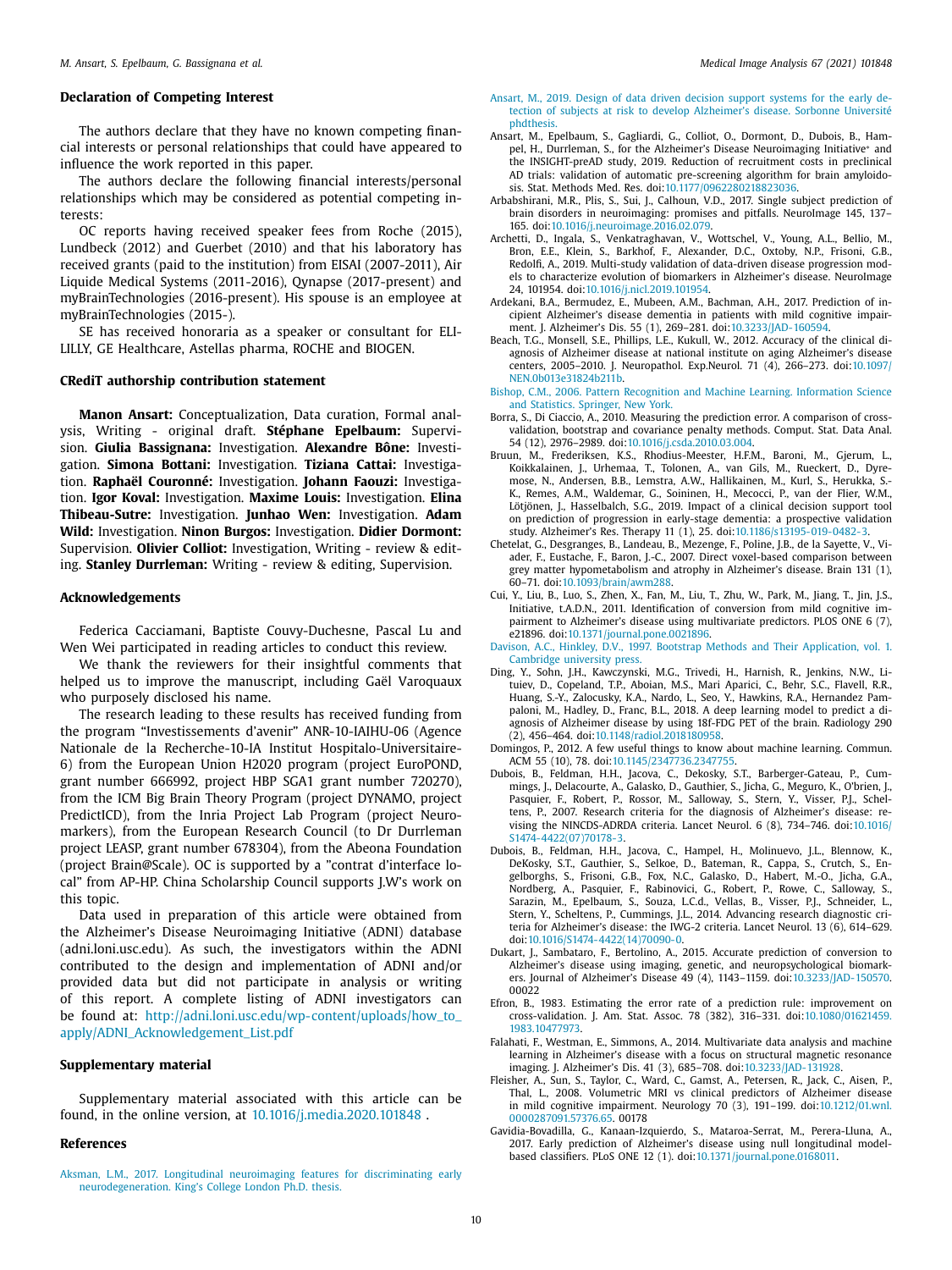## Declaration of Competing Interest

The authors declare that they have no known competing financial interests or personal relationships that could have appeared to influence the work reported in this paper.

The authors declare the following financial interests/personal relationships which may be considered as potential competing interests:

OC reports having received speaker fees from Roche (2015), Lundbeck (2012) and Guerbet (2010) and that his laboratory has received grants (paid to the institution) from EISAI (2007-2011), Air Liquide Medical Systems (2011-2016), Qynapse (2017-present) and myBrainTechnologies (2016-present). His spouse is an employee at myBrainTechnologies (2015-).

SE has received honoraria as a speaker or consultant for ELI-LILLY, GE Healthcare, Astellas pharma, ROCHE and BIOGEN.

## CRediT authorship contribution statement

**Manon Ansart:** Conceptualization, Data curation, Formal analysis, Writing - original draft. **Stéphane Epelbaum:** Supervision. **Giulia Bassignana:** Investigation. **Alexandre Bône:** Investigation. **Simona Bottani:** Investigation. **Tiziana Cattai:** Investigation. **Raphaël Couronné:** Investigation. **Johann Faouzi:** Investigation. **Igor Koval:** Investigation. **Maxime Louis:** Investigation. **Elina Thibeau-Sutre:** Investigation. **Junhao Wen:** Investigation. **Adam Wild:** Investigation. **Ninon Burgos:** Investigation. **Didier Dormont:** Supervision. **Olivier Colliot:** Investigation, Writing - review & editing. **Stanley Durrleman:** Writing - review & editing, Supervision.

## Acknowledgements

Federica Cacciamani, Baptiste Couvy-Duchesne, Pascal Lu and Wen Wei participated in reading articles to conduct this review.

We thank the reviewers for their insightful comments that helped us to improve the manuscript, including Gaël Varoquaux who purposely disclosed his name.

The research leading to these results has received funding from the program "Investissements d'avenir" ANR-10-IAIHU-06 (Agence Nationale de la Recherche-10-IA Institut Hospitalo-Universitaire-6) from the European Union H2020 program (project EuroPOND, grant number 666992, project HBP SGA1 grant number 720270), from the ICM Big Brain Theory Program (project DYNAMO, project PredictICD), from the Inria Project Lab Program (project Neuromarkers), from the European Research Council (to Dr Durrleman project LEASP, grant number 678304), from the Abeona Foundation (project Brain@Scale). OC is supported by a "contrat d'interface local" from AP-HP. China Scholarship Council supports J.W's work on this topic.

Data used in preparation of this article were obtained from the Alzheimer's Disease Neuroimaging Initiative (ADNI) database (adni.loni.usc.edu). As such, the investigators within the ADNI contributed to the design and implementation of ADNI and/or provided data but did not participate in analysis or writing of this report. A complete listing of ADNI investigators can be found at: http://adni.loni.usc.edu/wp-content/uploads/how_to_apply/ADNI_Acknowledgement_List.pdf

## Supplementary material

Supplementary material associated with this article can be found, in the online version, at 10.1016/j.media.2020.101848 .

## References

Aksman, L.M., 2017. Longitudinal neuroimaging features for discriminating early neurodegeneration. King's College London Ph.D. thesis.

Ansart, M., 2019. Design of data driven decision support systems for the early detection of subjects at risk to develop Alzheimer's disease. Sorbonne Université phdthesis.

Ansart, M., Epelbaum, S., Gagliardi, G., Colliot, O., Dormont, D., Dubois, B., Hampel, H., Durrleman, S., for the Alzheimer's Disease Neuroimaging Initiative* and the INSIGHT-preAD study, 2019. Reduction of recruitment costs in preclinical AD trials: validation of automatic pre-screening algorithm for brain amyloidosis. Stat. Methods Med. Res. doi:10.1177/0962280218823036.

Arbabshirani, M.R., Plis, S., Sui, J., Calhoun, V.D., 2017. Single subject prediction of brain disorders in neuroimaging: promises and pitfalls. NeuroImage 145, 137–165. doi:10.1016/j.neuroimage.2016.02.079.

Archetti, D., Ingala, S., Venkatraghavan, V., Wottschel, V., Young, A.L., Bellio, M., Bron, E.E., Klein, S., Barkhof, F., Alexander, D.C., Oxtoby, N.P., Frisoni, G.B., Redolfi, A., 2019. Multi-study validation of data-driven disease progression models to characterize evolution of biomarkers in Alzheimer's disease. NeuroImage 24, 101954. doi:10.1016/j.nicl.2019.101954.

Ardekani, B.A., Bermudez, E., Mubeen, A.M., Bachman, A.H., 2017. Prediction of incipient Alzheimer's disease dementia in patients with mild cognitive impairment. J. Alzheimer's Dis. 55 (1), 269–281. doi:10.3233/JAD-160594.

Beach, T.G., Monsell, S.E., Phillips, L.E., Kukull, W., 2012. Accuracy of the clinical diagnosis of Alzheimer disease at national institute on aging Alzheimer's disease centers, 2005–2010. J. Neuropathol. Exp.Neurol. 71 (4), 266–273. doi:10.1097/NEN.0b013e31824b211b.

Bishop, C.M., 2006. Pattern Recognition and Machine Learning. Information Science and Statistics. Springer, New York.

Borra, S., Di Ciaccio, A., 2010. Measuring the prediction error. A comparison of cross-validation, bootstrap and covariance penalty methods. Comput. Stat. Data Anal. 54 (12), 2976–2989. doi:10.1016/j.csda.2010.03.004.

Bruun, M., Frederiksen, K.S., Rhodius-Meester, H.F.M., Baroni, M., Gjerum, L., Koikkalainen, J., Urhemaa, T., Tolonen, A., van Gils, M., Rueckert, D., Dyremose, N., Andersen, B.B., Lemstra, A.W., Hallikainen, M., Kurl, S., Herukka, S.-K., Remes, A.M., Waldemar, G., Soininen, H., Mecocci, P., van der Flier, W.M., Lötjönen, J., Hasselbalch, S.G., 2019. Impact of a clinical decision support tool on prediction of progression in early-stage dementia: a prospective validation study. Alzheimer's Res. Therapy 11 (1), 25. doi:10.1186/s13195-019-0482-3.

Chetelat, G., Desgranges, B., Landeau, B., Mezenge, F., Poline, J.B., de la Sayette, V., Viader, F., Eustache, F., Baron, J.-C., 2007. Direct voxel-based comparison between grey matter hypometabolism and atrophy in Alzheimer's disease. Brain 131 (1), 60–71. doi:10.1093/brain/awm288.

Cui, Y., Liu, B., Luo, S., Zhen, X., Fan, M., Liu, T., Zhu, W., Park, M., Jiang, T., Jin, J.S., Initiative, t.A.D.N., 2011. Identification of conversion from mild cognitive impairment to Alzheimer's disease using multivariate predictors. PLOS ONE 6 (7), e21896. doi:10.1371/journal.pone.0021896.

Davison, A.C., Hinkley, D.V., 1997. Bootstrap Methods and Their Application, vol. 1. Cambridge university press.

Ding, Y., Sohn, J.H., Kawczynski, M.G., Trivedi, H., Harnish, R., Jenkins, N.W., Lituiev, D., Copeland, T.P., Aboian, M.S., Mari Aparici, C., Behr, S.C., Flavell, R.R., Huang, S.-Y., Zalocusky, K.A., Nardo, L., Seo, Y., Hawkins, R.A., Hernandez Pampaloni, M., Hadley, D., Franc, B.L., 2018. A deep learning model to predict a diagnosis of Alzheimer disease by using 18f-FDG PET of the brain. Radiology 290 (2), 456–464. doi:10.1148/radiol.2018180958.

Domingos, P., 2012. A few useful things to know about machine learning. Commun. ACM 55 (10), 78. doi:10.1145/2347736.2347755.

Dubois, B., Feldman, H.H., Jacova, C., Dekosky, S.T., Barberger-Gateau, P., Cummings, J., Delacourte, A., Galasko, D., Gauthier, S., Jicha, G., Meguro, K., O'brien, J., Pasquier, F., Robert, P., Rossor, M., Salloway, S., Stern, Y., Visser, P.J., Scheltens, P., 2007. Research criteria for the diagnosis of Alzheimer's disease: revising the NINCDS-ADRDA criteria. Lancet Neurol. 6 (8), 734–746. doi:10.1016/S1474-4422(07)70178-3.

Dubois, B., Feldman, H.H., Jacova, C., Hampel, H., Molinuevo, J.L., Blennow, K., DeKosky, S.T., Gauthier, S., Selkoe, D., Bateman, R., Cappa, S., Crutch, S., Engelborghs, S., Frisoni, G.B., Fox, N.C., Galasko, D., Habert, M.-O., Jicha, G.A., Nordberg, A., Pasquier, F., Rabinovici, G., Robert, P., Rowe, C., Salloway, S., Sarazin, M., Epelbaum, S., Souza, L.C.d., Vellas, B., Visser, P.J., Schneider, L., Stern, Y., Scheltens, P., Cummings, J.L., 2014. Advancing research diagnostic criteria for Alzheimer's disease: the IWG-2 criteria. Lancet Neurol. 13 (6), 614–629. doi:10.1016/S1474-4422(14)70090-0.

Dukart, J., Sambataro, F., Bertolino, A., 2015. Accurate prediction of conversion to Alzheimer's disease using imaging, genetic, and neuropsychological biomarkers. Journal of Alzheimer's Disease 49 (4), 1143–1159. doi:10.3233/JAD-150570. 00022

Efron, B., 1983. Estimating the error rate of a prediction rule: improvement on cross-validation. J. Am. Stat. Assoc. 78 (382), 316–331. doi:10.1080/01621459.1983.10477973.

Falahati, F., Westman, E., Simmons, A., 2014. Multivariate data analysis and machine learning in Alzheimer's disease with a focus on structural magnetic resonance imaging. J. Alzheimer's Dis. 41 (3), 685–708. doi:10.3233/JAD-131928.

Fleisher, A., Sun, S., Taylor, C., Ward, C., Gamst, A., Petersen, R., Jack, C., Aisen, P., Thal, L., 2008. Volumetric MRI vs clinical predictors of Alzheimer disease in mild cognitive impairment. Neurology 70 (3), 191–199. doi:10.1212/01.wnl.0000287091.57376.65. 00178

Gavidia-Bovadilla, G., Kanaan-Izquierdo, S., Mataroa-Serrat, M., Perera-Lluna, A., 2017. Early prediction of Alzheimer's disease using null longitudinal model-based classifiers. PLoS ONE 12 (1). doi:10.1371/journal.pone.0168011.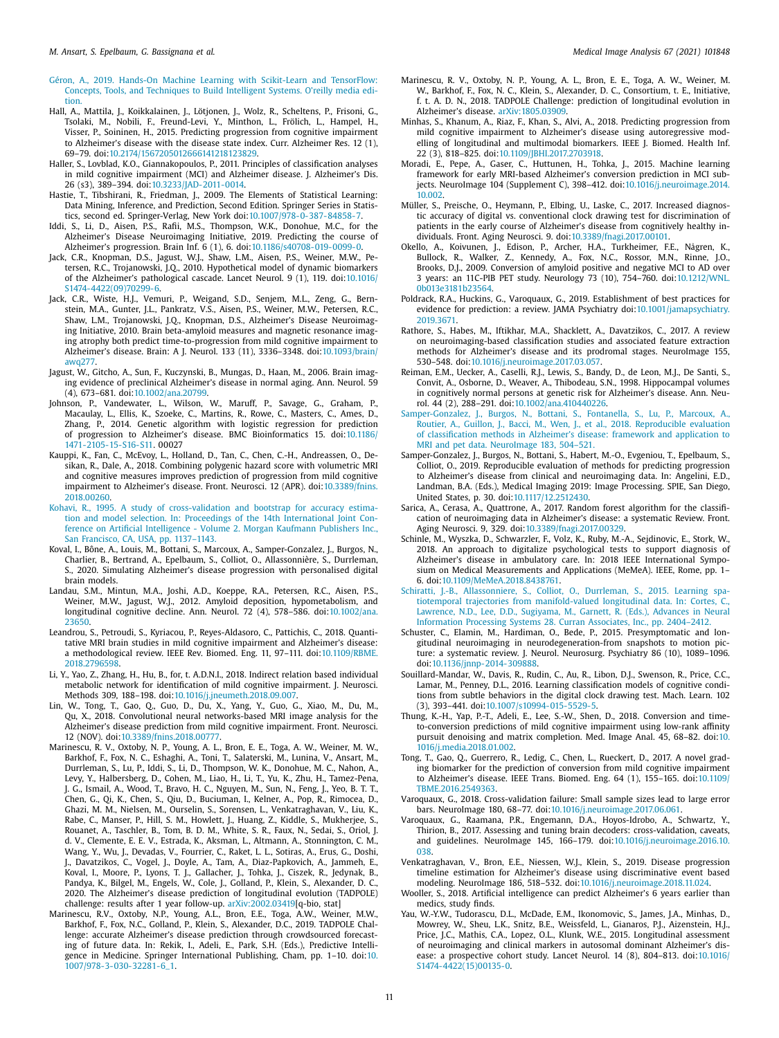Géron, A., 2019. Hands-On Machine Learning with Scikit-Learn and TensorFlow: Concepts, Tools, and Techniques to Build Intelligent Systems. O'reilly media edition.

Hall, A., Mattila, J., Koikkalainen, J., Lötjonen, J., Wolz, R., Scheltens, P., Frisoni, G., Tsolaki, M., Nobili, F., Freund-Levi, Y., Minthon, L., Frölich, L., Hampel, H., Visser, P., Soininen, H., 2015. Predicting progression from cognitive impairment to Alzheimer's disease with the disease state index. Curr. Alzheimer Res. 12 (1), 69–79. doi:10.2174/1567205012666141218123829.

Haller, S., Lovblad, K.O., Giannakopoulos, P., 2011. Principles of classification analyses in mild cognitive impairment (MCI) and Alzheimer disease. J. Alzheimer's Dis. 26 (s3), 389–394. doi:10.3233/JAD-2011-0014.

Hastie, T., Tibshirani, R., Friedman, J., 2009. The Elements of Statistical Learning: Data Mining, Inference, and Prediction, Second Edition. Springer Series in Statistics, second ed. Springer-Verlag, New York doi:10.1007/978-0-387-84858-7.

Iddi, S., Li, D., Aisen, P.S., Rafii, M.S., Thompson, W.K., Donohue, M.C., for the Alzheimer's Disease Neuroimaging Initiative, 2019. Predicting the course of Alzheimer's progression. Brain Inf. 6 (1), 6. doi:10.1186/s40708-019-0099-0.

Jack, C.R., Knopman, D.S., Jagust, W.J., Shaw, L.M., Aisen, P.S., Weiner, M.W., Petersen, R.C., Trojanowski, J.Q., 2010. Hypothetical model of dynamic biomarkers of the Alzheimer's pathological cascade. Lancet Neurol. 9 (1), 119. doi:10.1016/S1474-4422(09)70299-6.

Jack, C.R., Wiste, H.J., Vemuri, P., Weigand, S.D., Senjem, M.L., Zeng, G., Bernstein, M.A., Gunter, J.L., Pankratz, V.S., Aisen, P.S., Weiner, M.W., Petersen, R.C., Shaw, L.M., Trojanowski, J.Q., Knopman, D.S., Alzheimer's Disease Neuroimaging Initiative, 2010. Brain beta-amyloid measures and magnetic resonance imaging atrophy both predict time-to-progression from mild cognitive impairment to Alzheimer's disease. Brain: A J. Neurol. 133 (11), 3336–3348. doi:10.1093/brain/awq277.

Jagust, W., Gitcho, A., Sun, F., Kuczynski, B., Mungas, D., Haan, M., 2006. Brain imaging evidence of preclinical Alzheimer's disease in normal aging. Ann. Neurol. 59 (4), 673–681. doi:10.1002/ana.20799.

Johnson, P., Vandewater, L., Wilson, W., Maruff, P., Savage, G., Graham, P., Macaulay, L., Ellis, K., Szoeke, C., Martins, R., Rowe, C., Masters, C., Ames, D., Zhang, P., 2014. Genetic algorithm with logistic regression for prediction of progression to Alzheimer's disease. BMC Bioinformatics 15. doi:10.1186/1471-2105-15-S16-S11. 00027

Kauppi, K., Fan, C., McEvoy, L., Holland, D., Tan, C., Chen, C.-H., Andreassen, O., Desikan, R., Dale, A., 2018. Combining polygenic hazard score with volumetric MRI and cognitive measures improves prediction of progression from mild cognitive impairment to Alzheimer's disease. Front. Neurosci. 12 (APR). doi:10.3389/fnins.2018.00260.

Kohavi, R., 1995. A study of cross-validation and bootstrap for accuracy estimation and model selection. In: Proceedings of the 14th International Joint Conference on Artificial Intelligence - Volume 2. Morgan Kaufmann Publishers Inc., San Francisco, CA, USA, pp. 1137–1143.

Koval, I., Bône, A., Louis, M., Bottani, S., Marcoux, A., Samper-Gonzalez, J., Burgos, N., Charlier, B., Bertrand, A., Epelbaum, S., Colliot, O., Allassonnière, S., Durrleman, S., 2020. Simulating Alzheimer's disease progression with personalised digital brain models.

Landau, S.M., Mintun, M.A., Joshi, A.D., Koeppe, R.A., Petersen, R.C., Aisen, P.S., Weiner, M.W., Jagust, W.J., 2012. Amyloid deposition, hypometabolism, and longitudinal cognitive decline. Ann. Neurol. 72 (4), 578–586. doi:10.1002/ana.23650.

Leandrou, S., Petroudi, S., Kyriacou, P., Reyes-Aldasoro, C., Pattichis, C., 2018. Quantitative MRI brain studies in mild cognitive impairment and Alzheimer's disease: a methodological review. IEEE Rev. Biomed. Eng. 11, 97–111. doi:10.1109/RBME.2018.2796598.

Li, Y., Yao, Z., Zhang, H., Hu, B., for, t. A.D.N.I., 2018. Indirect relation based individual metabolic network for identification of mild cognitive impairment. J. Neurosci. Methods 309, 188–198. doi:10.1016/j.jneumeth.2018.09.007.

Lin, W., Tong, T., Gao, Q., Guo, D., Du, X., Yang, Y., Guo, G., Xiao, M., Du, M., Qu, X., 2018. Convolutional neural networks-based MRI image analysis for the Alzheimer's disease prediction from mild cognitive impairment. Front. Neurosci. 12 (NOV). doi:10.3389/fnins.2018.00777.

Marinescu, R. V., Oxtoby, N. P., Young, A. L., Bron, E. E., Toga, A. W., Weiner, M. W., Barkhof, F., Fox, N. C., Eshaghi, A., Toni, T., Salaterski, M., Lunina, V., Ansart, M., Durrleman, S., Lu, P., Iddi, S., Li, D., Thompson, W. K., Donohue, M. C., Nahon, A., Levy, Y., Halbersberg, D., Cohen, M., Liao, H., Li, T., Yu, K., Zhu, H., Tamez-Pena, J. G., Ismail, A., Wood, T., Bravo, H. C., Nguyen, M., Sun, N., Feng, J., Yeo, B. T. T., Chen, G., Qi, K., Chen, S., Qiu, D., Buciuman, I., Kelner, A., Pop, R., Rimocea, D., Ghazi, M. M., Nielsen, M., Ourselin, S., Sorensen, L., Venkatraghavan, V., Liu, K., Rabe, C., Manser, P., Hill, S. M., Howlett, J., Huang, Z., Kiddle, S., Mukherjee, S., Rouanet, A., Taschler, B., Tom, B. D. M., White, S. R., Faux, N., Sedai, S., Oriol, J. d. V., Clemente, E. E. V., Estrada, K., Aksman, L., Altmann, A., Stonnington, C. M., Wang, Y., Wu, J., Devadas, V., Fourrier, C., Raket, L. L., Sotiras, A., Erus, G., Doshi, J., Davatzikos, C., Vogel, J., Doyle, A., Tam, A., Diaz-Papkovich, A., Jammeh, E., Koval, I., Moore, P., Lyons, T. J., Gallacher, J., Tohka, J., Ciszek, R., Jedynak, B., Pandya, K., Bilgel, M., Engels, W., Cole, J., Golland, P., Klein, S., Alexander, D. C., 2020. The Alzheimer's disease prediction of longitudinal evolution (TADPOLE) challenge: results after 1 year follow-up. arXiv:2002.03419[q-bio, stat]

Marinescu, R.V., Oxtoby, N.P., Young, A.L., Bron, E.E., Toga, A.W., Weiner, M.W., Barkhof, F., Fox, N.C., Golland, P., Klein, S., Alexander, D.C., 2019. TADPOLE Challenge: accurate Alzheimer's disease prediction through crowdsourced forecasting of future data. In: Rekik, I., Adeli, E., Park, S.H. (Eds.), Predictive Intelligence in Medicine. Springer International Publishing, Cham, pp. 1–10. doi:10.1007/978-3-030-32281-6_1.

Marinescu, R. V., Oxtoby, N. P., Young, A. L., Bron, E. E., Toga, A. W., Weiner, M. W., Barkhof, F., Fox, N. C., Klein, S., Alexander, D. C., Consortium, t. E., Initiative, f. t. A. D. N., 2018. TADPOLE Challenge: prediction of longitudinal evolution in Alzheimer's disease. arXiv:1805.03909.

Minhas, S., Khanum, A., Riaz, F., Khan, S., Alvi, A., 2018. Predicting progression from mild cognitive impairment to Alzheimer's disease using autoregressive modelling of longitudinal and multimodal biomarkers. IEEE J. Biomed. Health Inf. 22 (3), 818–825. doi:10.1109/JBHI.2017.2703918.

Moradi, E., Pepe, A., Gaser, C., Huttunen, H., Tohka, J., 2015. Machine learning framework for early MRI-based Alzheimer's conversion prediction in MCI subjects. NeuroImage 104 (Supplement C), 398–412. doi:10.1016/j.neuroimage.2014.10.002.

Müller, S., Preische, O., Heymann, P., Elbing, U., Laske, C., 2017. Increased diagnostic accuracy of digital vs. conventional clock drawing test for discrimination of patients in the early course of Alzheimer's disease from cognitively healthy individuals. Front. Aging Neurosci. 9. doi:10.3389/fnagi.2017.00101.

Okello, A., Koivunen, J., Edison, P., Archer, H.A., Turkheimer, F.E., Någren, K., Bullock, R., Walker, Z., Kennedy, A., Fox, N.C., Rossor, M.N., Rinne, J.O., Brooks, D.J., 2009. Conversion of amyloid positive and negative MCI to AD over 3 years: an 11C-PIB PET study. Neurology 73 (10), 754–760. doi:10.1212/WNL.0b013e3181b23564.

Poldrack, R.A., Huckins, G., Varoquaux, G., 2019. Establishment of best practices for evidence for prediction: a review. JAMA Psychiatry doi:10.1001/jamapsychiatry.2019.3671.

Rathore, S., Habes, M., Iftikhar, M.A., Shacklett, A., Davatzikos, C., 2017. A review on neuroimaging-based classification studies and associated feature extraction methods for Alzheimer's disease and its prodromal stages. NeuroImage 155, 530–548. doi:10.1016/j.neuroimage.2017.03.057.

Reiman, E.M., Uecker, A., Caselli, R.J., Lewis, S., Bandy, D., de Leon, M.J., De Santi, S., Convit, A., Osborne, D., Weaver, A., Thibodeau, S.N., 1998. Hippocampal volumes in cognitively normal persons at genetic risk for Alzheimer's disease. Ann. Neurol. 44 (2), 288–291. doi:10.1002/ana.410440226.

Samper-Gonzalez, J., Burgos, N., Bottani, S., Fontanella, S., Lu, P., Marcoux, A., Routier, A., Guillon, J., Bacci, M., Wen, J., et al., 2018. Reproducible evaluation of classification methods in Alzheimer's disease: framework and application to MRI and pet data. NeuroImage 183, 504–521.

Samper-Gonzalez, J., Burgos, N., Bottani, S., Habert, M.-O., Evgeniou, T., Epelbaum, S., Colliot, O., 2019. Reproducible evaluation of methods for predicting progression to Alzheimer's disease from clinical and neuroimaging data. In: Angelini, E.D., Landman, B.A. (Eds.), Medical Imaging 2019: Image Processing. SPIE, San Diego, United States, p. 30. doi:10.1117/12.2512430.

Sarica, A., Cerasa, A., Quattrone, A., 2017. Random forest algorithm for the classification of neuroimaging data in Alzheimer's disease: a systematic Review. Front. Aging Neurosci. 9, 329. doi:10.3389/fnagi.2017.00329.

Schinle, M., Wyszka, D., Schwarzler, F., Volz, K., Ruby, M.-A., Sejdinovic, E., Stork, W., 2018. An approach to digitalize psychological tests to support diagnosis of Alzheimer's disease in ambulatory care. In: 2018 IEEE International Symposium on Medical Measurements and Applications (MeMeA). IEEE, Rome, pp. 1–6. doi:10.1109/MeMeA.2018.8438761.

Schiratti, J.-B., Allassonniere, S., Colliot, O., Durrleman, S., 2015. Learning spatiotemporal trajectories from manifold-valued longitudinal data. In: Cortes, C., Lawrence, N.D., Lee, D.D., Sugiyama, M., Garnett, R. (Eds.), Advances in Neural Information Processing Systems 28. Curran Associates, Inc., pp. 2404–2412.

Schuster, C., Elamin, M., Hardiman, O., Bede, P., 2015. Presymptomatic and longitudinal neuroimaging in neurodegeneration-from snapshots to motion picture: a systematic review. J. Neurol. Neurosurg. Psychiatry 86 (10), 1089–1096. doi:10.1136/jnnp-2014-309888.

Souillard-Mandar, W., Davis, R., Rudin, C., Au, R., Libon, D.J., Swenson, R., Price, C.C., Lamar, M., Penney, D.L., 2016. Learning classification models of cognitive conditions from subtle behaviors in the digital clock drawing test. Mach. Learn. 102 (3), 393–441. doi:10.1007/s10994-015-5529-5.

Thung, K.-H., Yap, P.-T., Adeli, E., Lee, S.-W., Shen, D., 2018. Conversion and time-to-conversion predictions of mild cognitive impairment using low-rank affinity pursuit denoising and matrix completion. Med. Image Anal. 45, 68–82. doi:10.1016/j.media.2018.01.002.

Tong, T., Gao, Q., Guerrero, R., Ledig, C., Chen, L., Rueckert, D., 2017. A novel grading biomarker for the prediction of conversion from mild cognitive impairment to Alzheimer's disease. IEEE Trans. Biomed. Eng. 64 (1), 155–165. doi:10.1109/TBME.2016.2549363.

Varoquaux, G., 2018. Cross-validation failure: Small sample sizes lead to large error bars. NeuroImage 180, 68–77. doi:10.1016/j.neuroimage.2017.06.061.

Varoquaux, G., Raamana, P.R., Engemann, D.A., Hoyos-Idrobo, A., Schwartz, Y., Thirion, B., 2017. Assessing and tuning brain decoders: cross-validation, caveats, and guidelines. NeuroImage 145, 166–179. doi:10.1016/j.neuroimage.2016.10.038.

Venkatraghavan, V., Bron, E.E., Niessen, W.J., Klein, S., 2019. Disease progression timeline estimation for Alzheimer's disease using discriminative event based modeling. NeuroImage 186, 518–532. doi:10.1016/j.neuroimage.2018.11.024.

Wooller, S., 2018. Artificial intelligence can predict Alzheimer's 6 years earlier than medics, study finds.

Yau, W.-Y.W., Tudorascu, D.L., McDade, E.M., Ikonomovic, S., James, J.A., Minhas, D., Mowrey, W., Sheu, L.K., Snitz, B.E., Weissfeld, L., Gianaros, P.J., Aizenstein, H.J., Price, J.C., Mathis, C.A., Lopez, O.L., Klunk, W.E., 2015. Longitudinal assessment of neuroimaging and clinical markers in autosomal dominant Alzheimer's disease: a prospective cohort study. Lancet Neurol. 14 (8), 804–813. doi:10.1016/S1474-4422(15)00135-0.